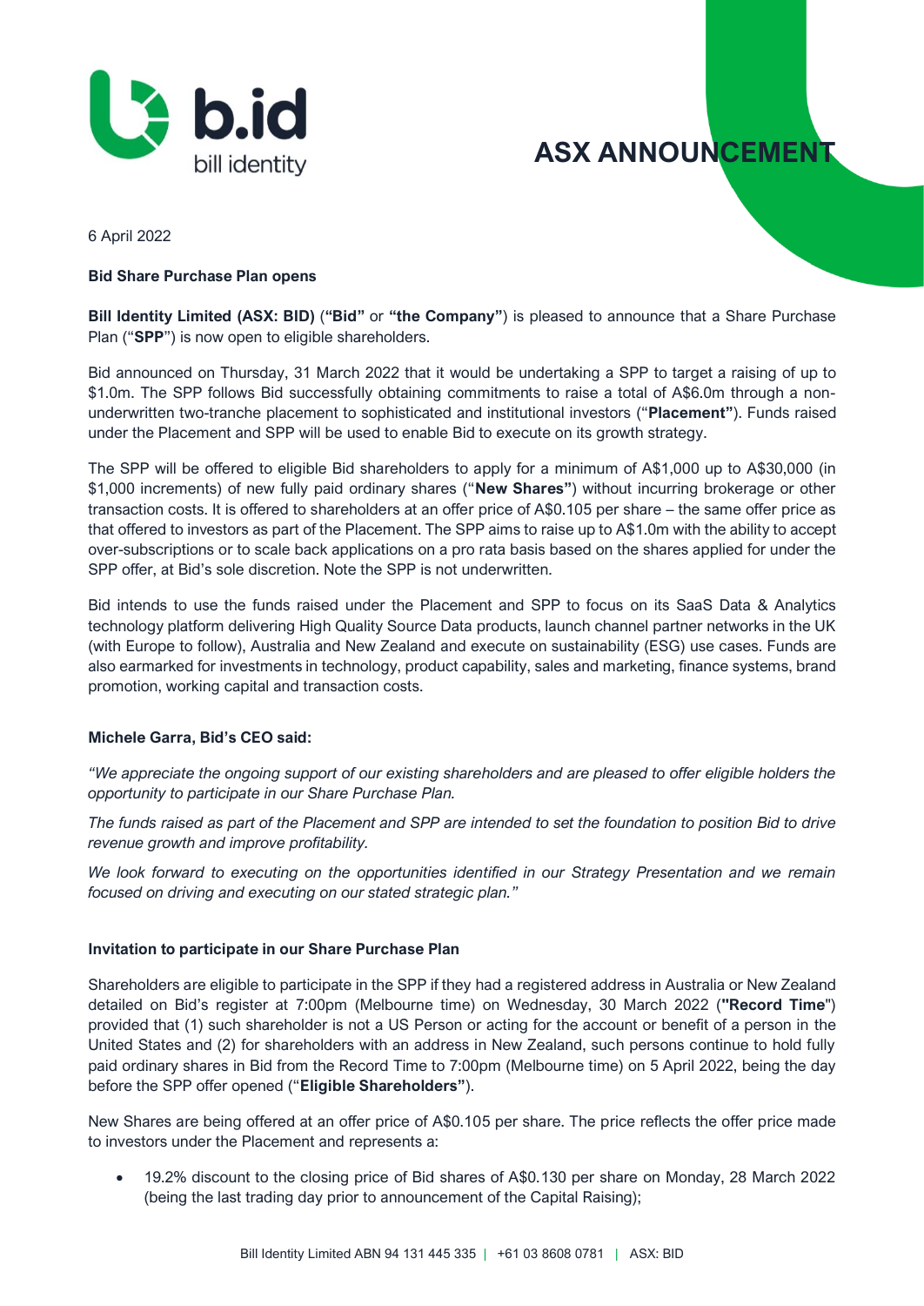# ASX ANNOUNCEMENT

6 April 2022

**Bid Share Purchase Plan opens**

**Bill Identity Limited (ASX: BID)** (**"Bid"** or **"the Company"**) is pleased to announce that a Share Purchase Plan ("**SPP**") is now open to eligible shareholders.

Bid announced on Thursday, 31 March 2022 that it would be undertaking a SPP to target a raising of up to $1.0m. The SPP follows Bid successfully obtaining commitments to raise a total of A$6.0m through a non-underwritten two-tranche placement to sophisticated and institutional investors ("**Placement"**). Funds raised under the Placement and SPP will be used to enable Bid to execute on its growth strategy.

The SPP will be offered to eligible Bid shareholders to apply for a minimum of A$1,000 up to A$30,000 (in $1,000 increments) of new fully paid ordinary shares ("**New Shares"**) without incurring brokerage or other transaction costs. It is offered to shareholders at an offer price of A$0.105 per share – the same offer price as that offered to investors as part of the Placement. The SPP aims to raise up to A$1.0m with the ability to accept over-subscriptions or to scale back applications on a pro rata basis based on the shares applied for under the SPP offer, at Bid's sole discretion. Note the SPP is not underwritten.

Bid intends to use the funds raised under the Placement and SPP to focus on its SaaS Data & Analytics technology platform delivering High Quality Source Data products, launch channel partner networks in the UK (with Europe to follow), Australia and New Zealand and execute on sustainability (ESG) use cases. Funds are also earmarked for investments in technology, product capability, sales and marketing, finance systems, brand promotion, working capital and transaction costs.

**Michele Garra, Bid's CEO said:**

*"We appreciate the ongoing support of our existing shareholders and are pleased to offer eligible holders the opportunity to participate in our Share Purchase Plan.*

*The funds raised as part of the Placement and SPP are intended to set the foundation to position Bid to drive revenue growth and improve profitability.*

*We look forward to executing on the opportunities identified in our Strategy Presentation and we remain focused on driving and executing on our stated strategic plan."*

**Invitation to participate in our Share Purchase Plan**

Shareholders are eligible to participate in the SPP if they had a registered address in Australia or New Zealand detailed on Bid's register at 7:00pm (Melbourne time) on Wednesday, 30 March 2022 (**"Record Time"**) provided that (1) such shareholder is not a US Person or acting for the account or benefit of a person in the United States and (2) for shareholders with an address in New Zealand, such persons continue to hold fully paid ordinary shares in Bid from the Record Time to 7:00pm (Melbourne time) on 5 April 2022, being the day before the SPP offer opened ("**Eligible Shareholders"**).

New Shares are being offered at an offer price of A$0.105 per share. The price reflects the offer price made to investors under the Placement and represents a:

- 19.2% discount to the closing price of Bid shares of A$0.130 per share on Monday, 28 March 2022 (being the last trading day prior to announcement of the Capital Raising);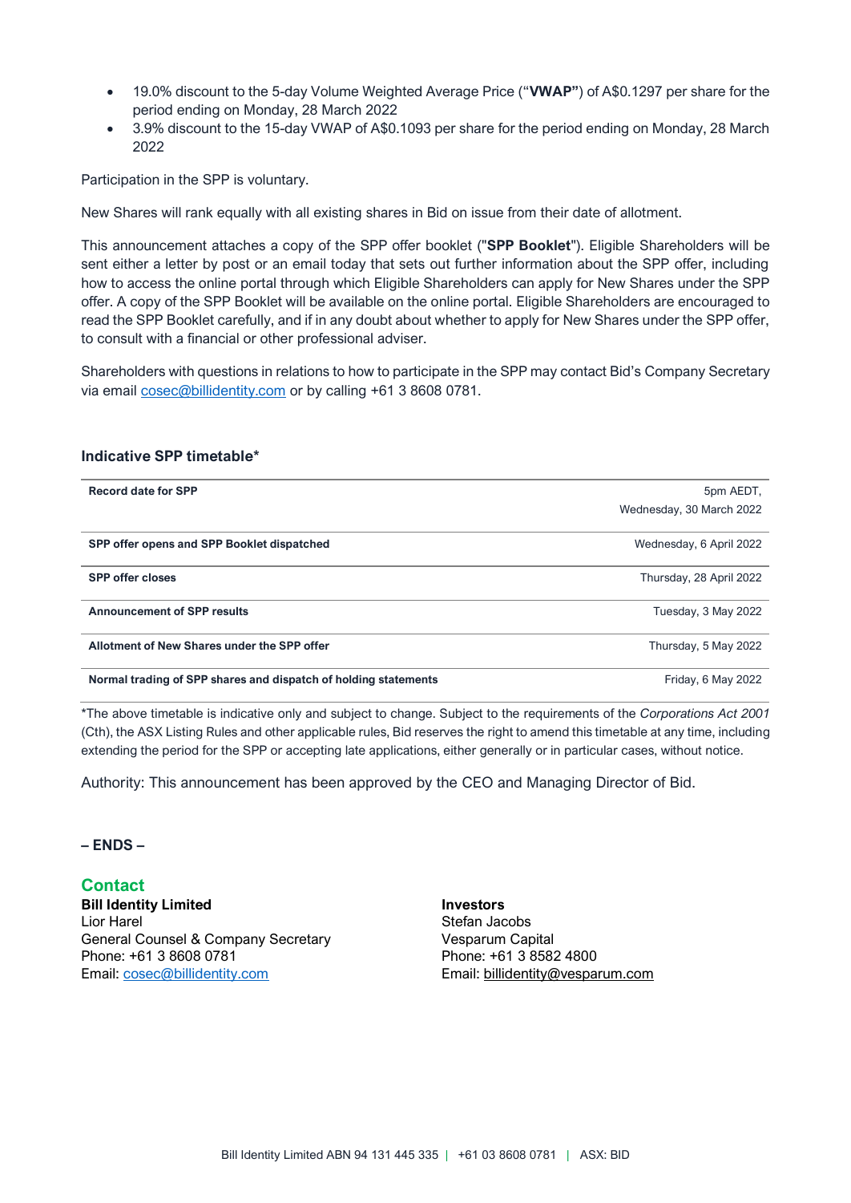- 19.0% discount to the 5-day Volume Weighted Average Price ("**VWAP"**) of A$0.1297 per share for the period ending on Monday, 28 March 2022
- 3.9% discount to the 15-day VWAP of A$0.1093 per share for the period ending on Monday, 28 March 2022

Participation in the SPP is voluntary.

New Shares will rank equally with all existing shares in Bid on issue from their date of allotment.

This announcement attaches a copy of the SPP offer booklet ("**SPP Booklet**"). Eligible Shareholders will be sent either a letter by post or an email today that sets out further information about the SPP offer, including how to access the online portal through which Eligible Shareholders can apply for New Shares under the SPP offer. A copy of the SPP Booklet will be available on the online portal. Eligible Shareholders are encouraged to read the SPP Booklet carefully, and if in any doubt about whether to apply for New Shares under the SPP offer, to consult with a financial or other professional adviser.

Shareholders with questions in relations to how to participate in the SPP may contact Bid's Company Secretary via email cosec@billidentity.com or by calling +61 3 8608 0781.

### Indicative SPP timetable*

| | |
|---|---|
| **Record date for SPP** | 5pm AEDT, Wednesday, 30 March 2022 |
| **SPP offer opens and SPP Booklet dispatched** | Wednesday, 6 April 2022 |
| **SPP offer closes** | Thursday, 28 April 2022 |
| **Announcement of SPP results** | Tuesday, 3 May 2022 |
| **Allotment of New Shares under the SPP offer** | Thursday, 5 May 2022 |
| **Normal trading of SPP shares and dispatch of holding statements** | Friday, 6 May 2022 |

*The above timetable is indicative only and subject to change. Subject to the requirements of the *Corporations Act 2001* (Cth), the ASX Listing Rules and other applicable rules, Bid reserves the right to amend this timetable at any time, including extending the period for the SPP or accepting late applications, either generally or in particular cases, without notice.

Authority: This announcement has been approved by the CEO and Managing Director of Bid.

**– ENDS –**

## Contact

**Bill Identity Limited**
Lior Harel
General Counsel & Company Secretary
Phone: +61 3 8608 0781
Email: cosec@billidentity.com

**Investors**
Stefan Jacobs
Vesparum Capital
Phone: +61 3 8582 4800
Email: billidentity@vesparum.com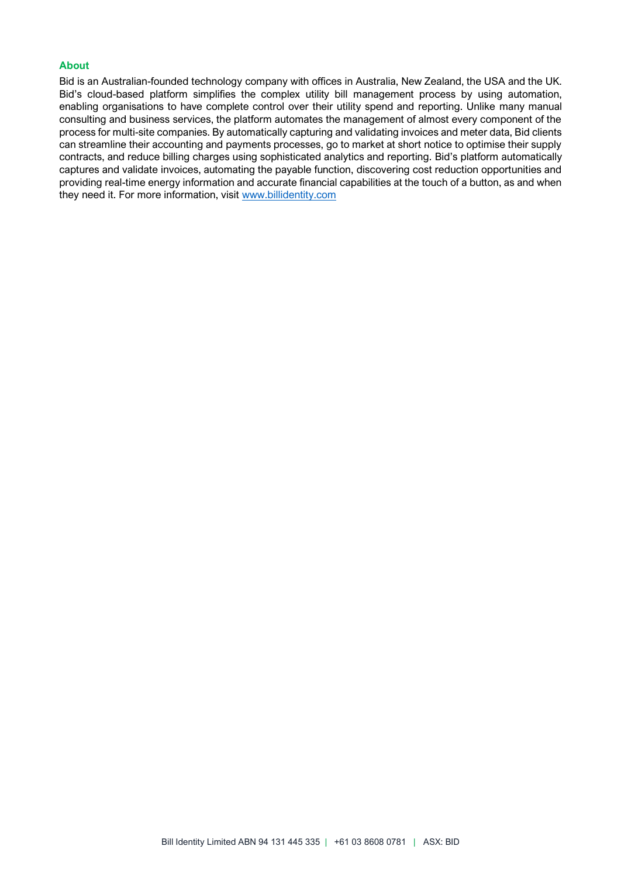### About

Bid is an Australian-founded technology company with offices in Australia, New Zealand, the USA and the UK. Bid's cloud-based platform simplifies the complex utility bill management process by using automation, enabling organisations to have complete control over their utility spend and reporting. Unlike many manual consulting and business services, the platform automates the management of almost every component of the process for multi-site companies. By automatically capturing and validating invoices and meter data, Bid clients can streamline their accounting and payments processes, go to market at short notice to optimise their supply contracts, and reduce billing charges using sophisticated analytics and reporting. Bid's platform automatically captures and validate invoices, automating the payable function, discovering cost reduction opportunities and providing real-time energy information and accurate financial capabilities at the touch of a button, as and when they need it. For more information, visit [www.billidentity.com](http://www.billidentity.com)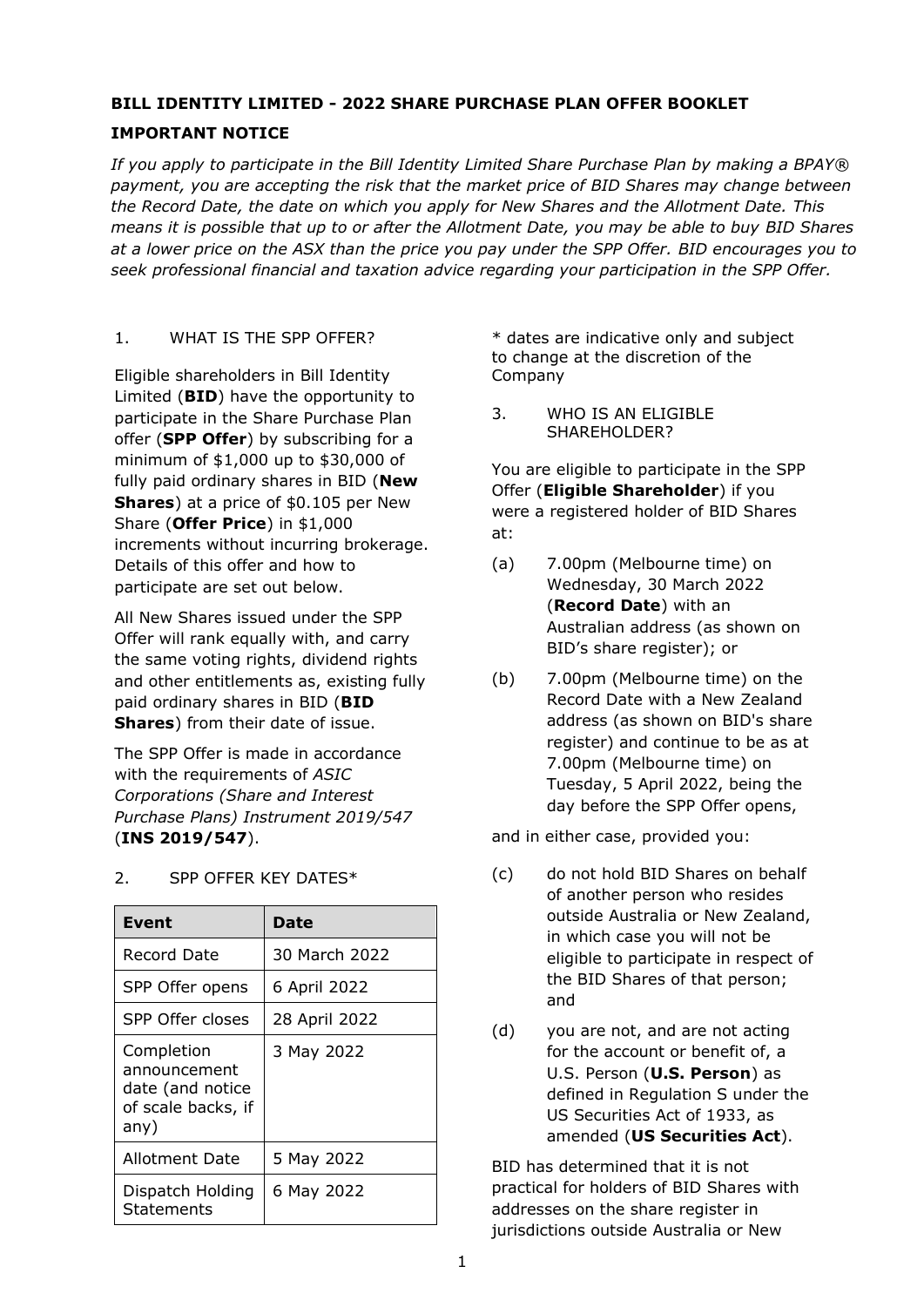**BILL IDENTITY LIMITED - 2022 SHARE PURCHASE PLAN OFFER BOOKLET**

**IMPORTANT NOTICE**

*If you apply to participate in the Bill Identity Limited Share Purchase Plan by making a BPAY® payment, you are accepting the risk that the market price of BID Shares may change between the Record Date, the date on which you apply for New Shares and the Allotment Date. This means it is possible that up to or after the Allotment Date, you may be able to buy BID Shares at a lower price on the ASX than the price you pay under the SPP Offer. BID encourages you to seek professional financial and taxation advice regarding your participation in the SPP Offer.*

## 1. WHAT IS THE SPP OFFER?

Eligible shareholders in Bill Identity Limited (**BID**) have the opportunity to participate in the Share Purchase Plan offer (**SPP Offer**) by subscribing for a minimum of $1,000 up to $30,000 of fully paid ordinary shares in BID (**New Shares**) at a price of $0.105 per New Share (**Offer Price**) in $1,000 increments without incurring brokerage. Details of this offer and how to participate are set out below.

All New Shares issued under the SPP Offer will rank equally with, and carry the same voting rights, dividend rights and other entitlements as, existing fully paid ordinary shares in BID (**BID Shares**) from their date of issue.

The SPP Offer is made in accordance with the requirements of *ASIC Corporations (Share and Interest Purchase Plans) Instrument 2019/547* (**INS 2019/547**).

## 2. SPP OFFER KEY DATES*

| Event | Date |
|---|---|
| Record Date | 30 March 2022 |
| SPP Offer opens | 6 April 2022 |
| SPP Offer closes | 28 April 2022 |
| Completion announcement date (and notice of scale backs, if any) | 3 May 2022 |
| Allotment Date | 5 May 2022 |
| Dispatch Holding Statements | 6 May 2022 |

* dates are indicative only and subject to change at the discretion of the Company

## 3. WHO IS AN ELIGIBLE SHAREHOLDER?

You are eligible to participate in the SPP Offer (**Eligible Shareholder**) if you were a registered holder of BID Shares at:

(a) 7.00pm (Melbourne time) on Wednesday, 30 March 2022 (**Record Date**) with an Australian address (as shown on BID's share register); or

(b) 7.00pm (Melbourne time) on the Record Date with a New Zealand address (as shown on BID's share register) and continue to be as at 7.00pm (Melbourne time) on Tuesday, 5 April 2022, being the day before the SPP Offer opens,

and in either case, provided you:

(c) do not hold BID Shares on behalf of another person who resides outside Australia or New Zealand, in which case you will not be eligible to participate in respect of the BID Shares of that person; and

(d) you are not, and are not acting for the account or benefit of, a U.S. Person (**U.S. Person**) as defined in Regulation S under the US Securities Act of 1933, as amended (**US Securities Act**).

BID has determined that it is not practical for holders of BID Shares with addresses on the share register in jurisdictions outside Australia or New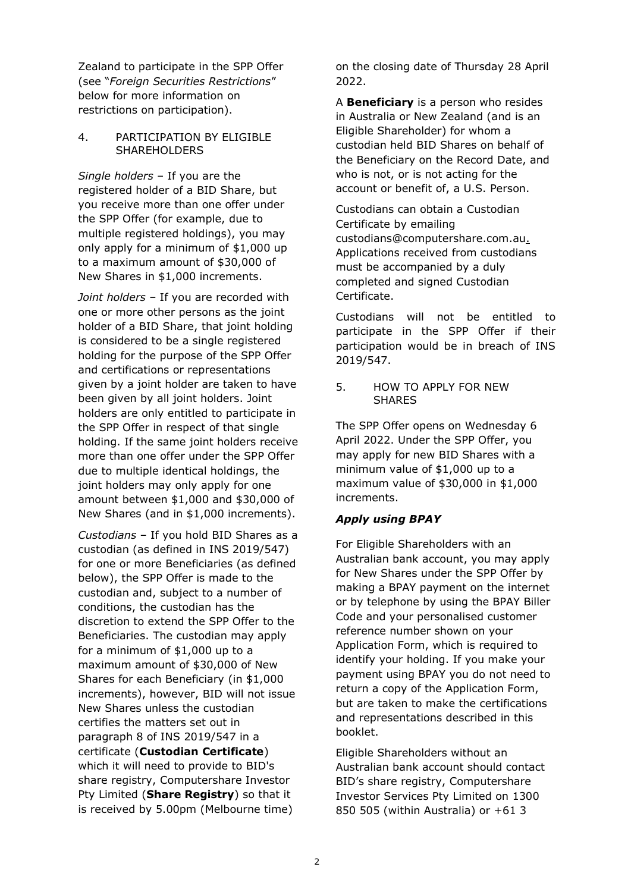Zealand to participate in the SPP Offer (see "*Foreign Securities Restrictions*" below for more information on restrictions on participation).

4. PARTICIPATION BY ELIGIBLE SHAREHOLDERS

*Single holders* – If you are the registered holder of a BID Share, but you receive more than one offer under the SPP Offer (for example, due to multiple registered holdings), you may only apply for a minimum of $1,000 up to a maximum amount of $30,000 of New Shares in $1,000 increments.

*Joint holders* – If you are recorded with one or more other persons as the joint holder of a BID Share, that joint holding is considered to be a single registered holding for the purpose of the SPP Offer and certifications or representations given by a joint holder are taken to have been given by all joint holders. Joint holders are only entitled to participate in the SPP Offer in respect of that single holding. If the same joint holders receive more than one offer under the SPP Offer due to multiple identical holdings, the joint holders may only apply for one amount between $1,000 and $30,000 of New Shares (and in $1,000 increments).

*Custodians* – If you hold BID Shares as a custodian (as defined in INS 2019/547) for one or more Beneficiaries (as defined below), the SPP Offer is made to the custodian and, subject to a number of conditions, the custodian has the discretion to extend the SPP Offer to the Beneficiaries. The custodian may apply for a minimum of $1,000 up to a maximum amount of $30,000 of New Shares for each Beneficiary (in $1,000 increments), however, BID will not issue New Shares unless the custodian certifies the matters set out in paragraph 8 of INS 2019/547 in a certificate (**Custodian Certificate**) which it will need to provide to BID's share registry, Computershare Investor Pty Limited (**Share Registry**) so that it is received by 5.00pm (Melbourne time) on the closing date of Thursday 28 April 2022.

A **Beneficiary** is a person who resides in Australia or New Zealand (and is an Eligible Shareholder) for whom a custodian held BID Shares on behalf of the Beneficiary on the Record Date, and who is not, or is not acting for the account or benefit of, a U.S. Person.

Custodians can obtain a Custodian Certificate by emailing custodians@computershare.com.au. Applications received from custodians must be accompanied by a duly completed and signed Custodian Certificate.

Custodians will not be entitled to participate in the SPP Offer if their participation would be in breach of INS 2019/547.

5. HOW TO APPLY FOR NEW SHARES

The SPP Offer opens on Wednesday 6 April 2022. Under the SPP Offer, you may apply for new BID Shares with a minimum value of $1,000 up to a maximum value of $30,000 in $1,000 increments.

***Apply using BPAY***

For Eligible Shareholders with an Australian bank account, you may apply for New Shares under the SPP Offer by making a BPAY payment on the internet or by telephone by using the BPAY Biller Code and your personalised customer reference number shown on your Application Form, which is required to identify your holding. If you make your payment using BPAY you do not need to return a copy of the Application Form, but are taken to make the certifications and representations described in this booklet.

Eligible Shareholders without an Australian bank account should contact BID's share registry, Computershare Investor Services Pty Limited on 1300 850 505 (within Australia) or +61 3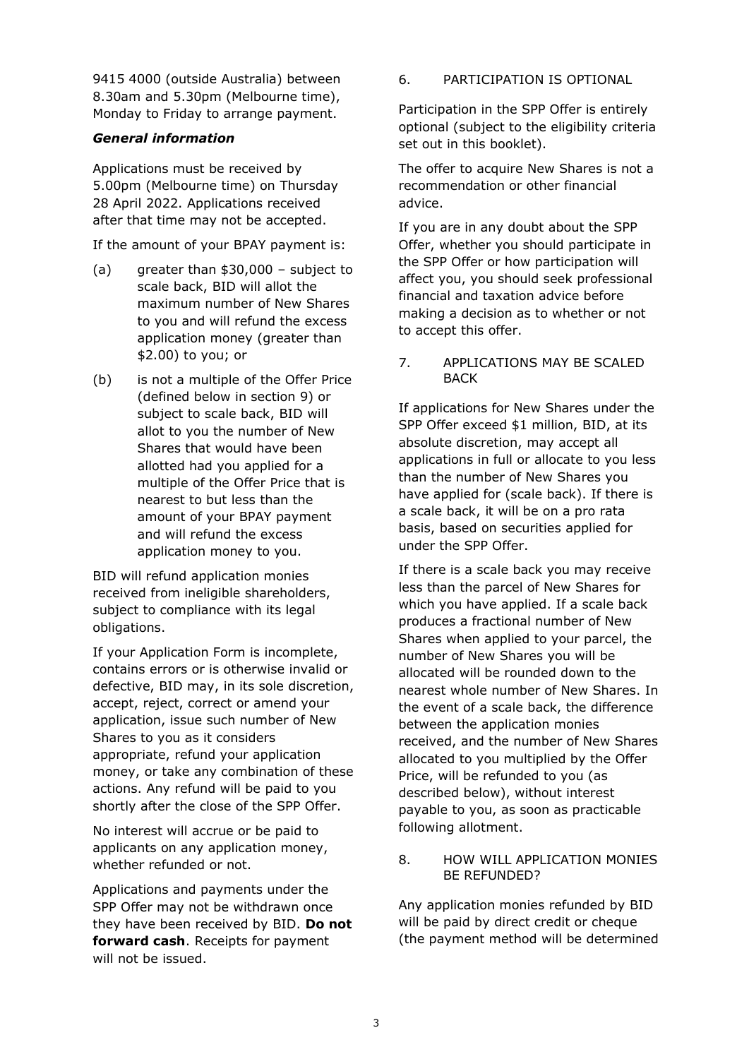9415 4000 (outside Australia) between 8.30am and 5.30pm (Melbourne time), Monday to Friday to arrange payment.

***General information***

Applications must be received by 5.00pm (Melbourne time) on Thursday 28 April 2022. Applications received after that time may not be accepted.

If the amount of your BPAY payment is:

(a) greater than $30,000 – subject to scale back, BID will allot the maximum number of New Shares to you and will refund the excess application money (greater than $2.00) to you; or

(b) is not a multiple of the Offer Price (defined below in section 9) or subject to scale back, BID will allot to you the number of New Shares that would have been allotted had you applied for a multiple of the Offer Price that is nearest to but less than the amount of your BPAY payment and will refund the excess application money to you.

BID will refund application monies received from ineligible shareholders, subject to compliance with its legal obligations.

If your Application Form is incomplete, contains errors or is otherwise invalid or defective, BID may, in its sole discretion, accept, reject, correct or amend your application, issue such number of New Shares to you as it considers appropriate, refund your application money, or take any combination of these actions. Any refund will be paid to you shortly after the close of the SPP Offer.

No interest will accrue or be paid to applicants on any application money, whether refunded or not.

Applications and payments under the SPP Offer may not be withdrawn once they have been received by BID. **Do not forward cash**. Receipts for payment will not be issued.

## 6. PARTICIPATION IS OPTIONAL

Participation in the SPP Offer is entirely optional (subject to the eligibility criteria set out in this booklet).

The offer to acquire New Shares is not a recommendation or other financial advice.

If you are in any doubt about the SPP Offer, whether you should participate in the SPP Offer or how participation will affect you, you should seek professional financial and taxation advice before making a decision as to whether or not to accept this offer.

## 7. APPLICATIONS MAY BE SCALED BACK

If applications for New Shares under the SPP Offer exceed $1 million, BID, at its absolute discretion, may accept all applications in full or allocate to you less than the number of New Shares you have applied for (scale back). If there is a scale back, it will be on a pro rata basis, based on securities applied for under the SPP Offer.

If there is a scale back you may receive less than the parcel of New Shares for which you have applied. If a scale back produces a fractional number of New Shares when applied to your parcel, the number of New Shares you will be allocated will be rounded down to the nearest whole number of New Shares. In the event of a scale back, the difference between the application monies received, and the number of New Shares allocated to you multiplied by the Offer Price, will be refunded to you (as described below), without interest payable to you, as soon as practicable following allotment.

## 8. HOW WILL APPLICATION MONIES BE REFUNDED?

Any application monies refunded by BID will be paid by direct credit or cheque (the payment method will be determined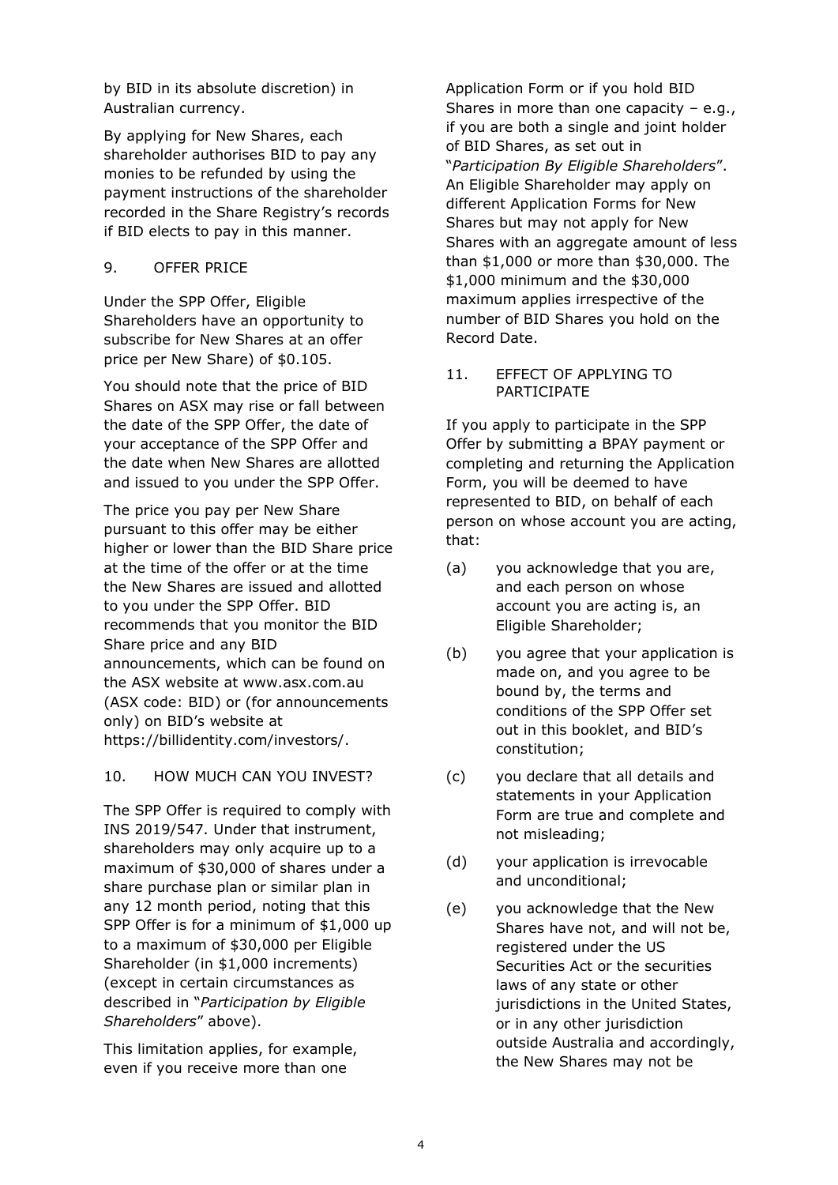by BID in its absolute discretion) in Australian currency.

By applying for New Shares, each shareholder authorises BID to pay any monies to be refunded by using the payment instructions of the shareholder recorded in the Share Registry's records if BID elects to pay in this manner.

## 9. OFFER PRICE

Under the SPP Offer, Eligible Shareholders have an opportunity to subscribe for New Shares at an offer price per New Share) of $0.105.

You should note that the price of BID Shares on ASX may rise or fall between the date of the SPP Offer, the date of your acceptance of the SPP Offer and the date when New Shares are allotted and issued to you under the SPP Offer.

The price you pay per New Share pursuant to this offer may be either higher or lower than the BID Share price at the time of the offer or at the time the New Shares are issued and allotted to you under the SPP Offer. BID recommends that you monitor the BID Share price and any BID announcements, which can be found on the ASX website at www.asx.com.au (ASX code: BID) or (for announcements only) on BID's website at https://billidentity.com/investors/.

## 10. HOW MUCH CAN YOU INVEST?

The SPP Offer is required to comply with INS 2019/547. Under that instrument, shareholders may only acquire up to a maximum of $30,000 of shares under a share purchase plan or similar plan in any 12 month period, noting that this SPP Offer is for a minimum of $1,000 up to a maximum of $30,000 per Eligible Shareholder (in $1,000 increments) (except in certain circumstances as described in "*Participation by Eligible Shareholders*" above).

This limitation applies, for example, even if you receive more than one Application Form or if you hold BID Shares in more than one capacity – e.g., if you are both a single and joint holder of BID Shares, as set out in "*Participation By Eligible Shareholders*". An Eligible Shareholder may apply on different Application Forms for New Shares but may not apply for New Shares with an aggregate amount of less than $1,000 or more than $30,000. The $1,000 minimum and the $30,000 maximum applies irrespective of the number of BID Shares you hold on the Record Date.

## 11. EFFECT OF APPLYING TO PARTICIPATE

If you apply to participate in the SPP Offer by submitting a BPAY payment or completing and returning the Application Form, you will be deemed to have represented to BID, on behalf of each person on whose account you are acting, that:

(a) you acknowledge that you are, and each person on whose account you are acting is, an Eligible Shareholder;

(b) you agree that your application is made on, and you agree to be bound by, the terms and conditions of the SPP Offer set out in this booklet, and BID's constitution;

(c) you declare that all details and statements in your Application Form are true and complete and not misleading;

(d) your application is irrevocable and unconditional;

(e) you acknowledge that the New Shares have not, and will not be, registered under the US Securities Act or the securities laws of any state or other jurisdictions in the United States, or in any other jurisdiction outside Australia and accordingly, the New Shares may not be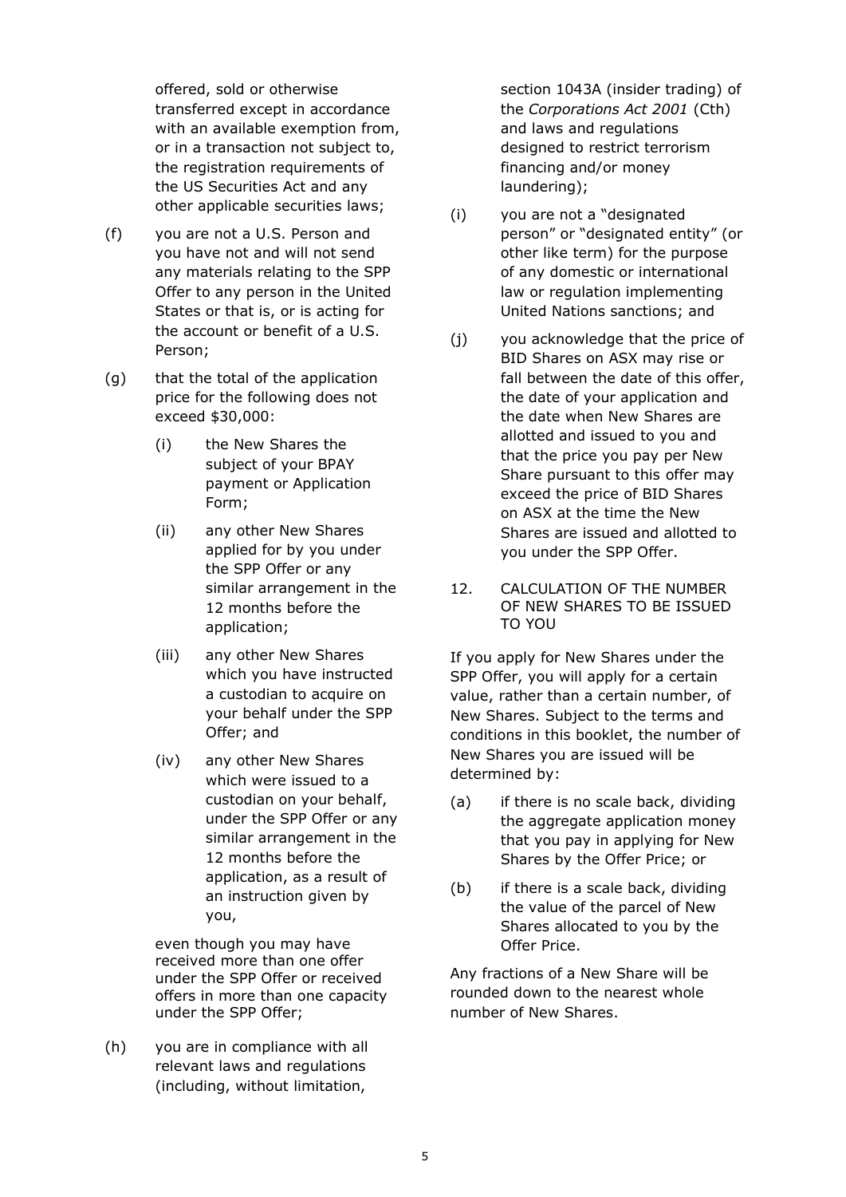offered, sold or otherwise transferred except in accordance with an available exemption from, or in a transaction not subject to, the registration requirements of the US Securities Act and any other applicable securities laws;

(f) you are not a U.S. Person and you have not and will not send any materials relating to the SPP Offer to any person in the United States or that is, or is acting for the account or benefit of a U.S. Person;

(g) that the total of the application price for the following does not exceed $30,000:

   (i) the New Shares the subject of your BPAY payment or Application Form;

   (ii) any other New Shares applied for by you under the SPP Offer or any similar arrangement in the 12 months before the application;

   (iii) any other New Shares which you have instructed a custodian to acquire on your behalf under the SPP Offer; and

   (iv) any other New Shares which were issued to a custodian on your behalf, under the SPP Offer or any similar arrangement in the 12 months before the application, as a result of an instruction given by you,

   even though you may have received more than one offer under the SPP Offer or received offers in more than one capacity under the SPP Offer;

(h) you are in compliance with all relevant laws and regulations (including, without limitation, section 1043A (insider trading) of the *Corporations Act 2001* (Cth) and laws and regulations designed to restrict terrorism financing and/or money laundering);

(i) you are not a "designated person" or "designated entity" (or other like term) for the purpose of any domestic or international law or regulation implementing United Nations sanctions; and

(j) you acknowledge that the price of BID Shares on ASX may rise or fall between the date of this offer, the date of your application and the date when New Shares are allotted and issued to you and that the price you pay per New Share pursuant to this offer may exceed the price of BID Shares on ASX at the time the New Shares are issued and allotted to you under the SPP Offer.

## 12. CALCULATION OF THE NUMBER OF NEW SHARES TO BE ISSUED TO YOU

If you apply for New Shares under the SPP Offer, you will apply for a certain value, rather than a certain number, of New Shares. Subject to the terms and conditions in this booklet, the number of New Shares you are issued will be determined by:

(a) if there is no scale back, dividing the aggregate application money that you pay in applying for New Shares by the Offer Price; or

(b) if there is a scale back, dividing the value of the parcel of New Shares allocated to you by the Offer Price.

Any fractions of a New Share will be rounded down to the nearest whole number of New Shares.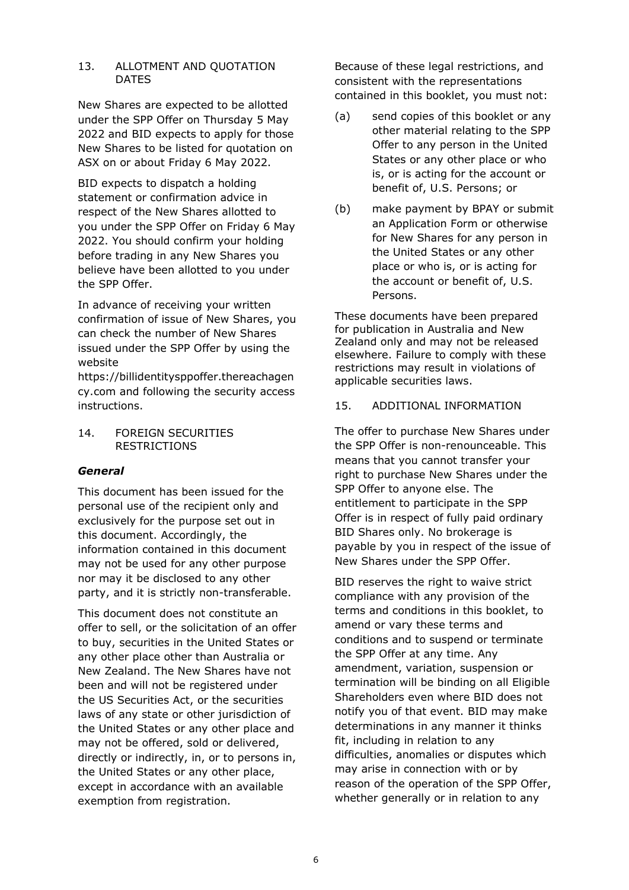## 13. ALLOTMENT AND QUOTATION DATES

New Shares are expected to be allotted under the SPP Offer on Thursday 5 May 2022 and BID expects to apply for those New Shares to be listed for quotation on ASX on or about Friday 6 May 2022.

BID expects to dispatch a holding statement or confirmation advice in respect of the New Shares allotted to you under the SPP Offer on Friday 6 May 2022. You should confirm your holding before trading in any New Shares you believe have been allotted to you under the SPP Offer.

In advance of receiving your written confirmation of issue of New Shares, you can check the number of New Shares issued under the SPP Offer by using the website https://billidentitysppoffer.thereachagency.com and following the security access instructions.

## 14. FOREIGN SECURITIES RESTRICTIONS

***General***

This document has been issued for the personal use of the recipient only and exclusively for the purpose set out in this document. Accordingly, the information contained in this document may not be used for any other purpose nor may it be disclosed to any other party, and it is strictly non-transferable.

This document does not constitute an offer to sell, or the solicitation of an offer to buy, securities in the United States or any other place other than Australia or New Zealand. The New Shares have not been and will not be registered under the US Securities Act, or the securities laws of any state or other jurisdiction of the United States or any other place and may not be offered, sold or delivered, directly or indirectly, in, or to persons in, the United States or any other place, except in accordance with an available exemption from registration.

Because of these legal restrictions, and consistent with the representations contained in this booklet, you must not:

(a) send copies of this booklet or any other material relating to the SPP Offer to any person in the United States or any other place or who is, or is acting for the account or benefit of, U.S. Persons; or

(b) make payment by BPAY or submit an Application Form or otherwise for New Shares for any person in the United States or any other place or who is, or is acting for the account or benefit of, U.S. Persons.

These documents have been prepared for publication in Australia and New Zealand only and may not be released elsewhere. Failure to comply with these restrictions may result in violations of applicable securities laws.

## 15. ADDITIONAL INFORMATION

The offer to purchase New Shares under the SPP Offer is non-renounceable. This means that you cannot transfer your right to purchase New Shares under the SPP Offer to anyone else. The entitlement to participate in the SPP Offer is in respect of fully paid ordinary BID Shares only. No brokerage is payable by you in respect of the issue of New Shares under the SPP Offer.

BID reserves the right to waive strict compliance with any provision of the terms and conditions in this booklet, to amend or vary these terms and conditions and to suspend or terminate the SPP Offer at any time. Any amendment, variation, suspension or termination will be binding on all Eligible Shareholders even where BID does not notify you of that event. BID may make determinations in any manner it thinks fit, including in relation to any difficulties, anomalies or disputes which may arise in connection with or by reason of the operation of the SPP Offer, whether generally or in relation to any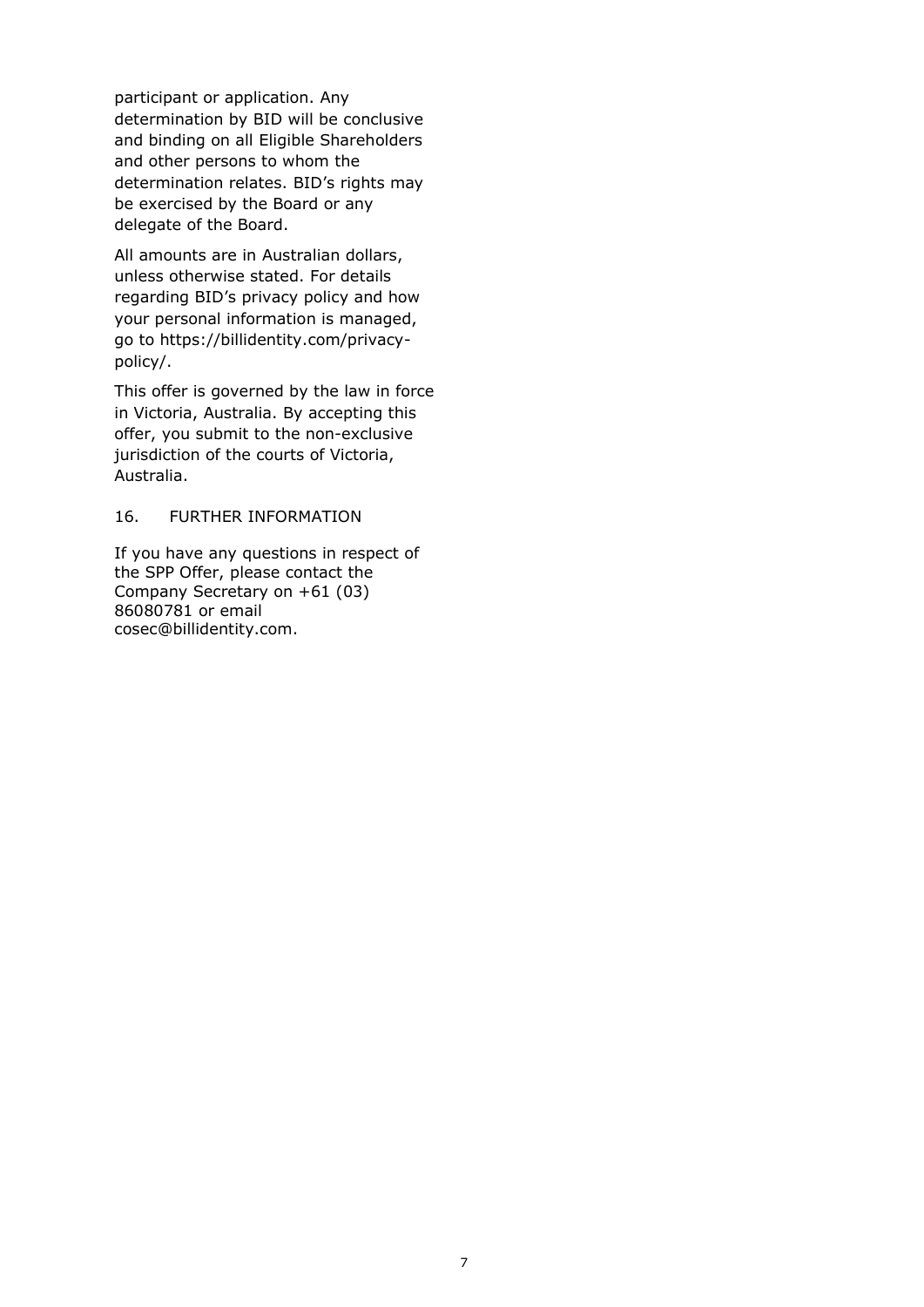participant or application. Any determination by BID will be conclusive and binding on all Eligible Shareholders and other persons to whom the determination relates. BID's rights may be exercised by the Board or any delegate of the Board.

All amounts are in Australian dollars, unless otherwise stated. For details regarding BID's privacy policy and how your personal information is managed, go to https://billidentity.com/privacy-policy/.

This offer is governed by the law in force in Victoria, Australia. By accepting this offer, you submit to the non-exclusive jurisdiction of the courts of Victoria, Australia.

## 16. FURTHER INFORMATION

If you have any questions in respect of the SPP Offer, please contact the Company Secretary on +61 (03) 86080781 or email cosec@billidentity.com.